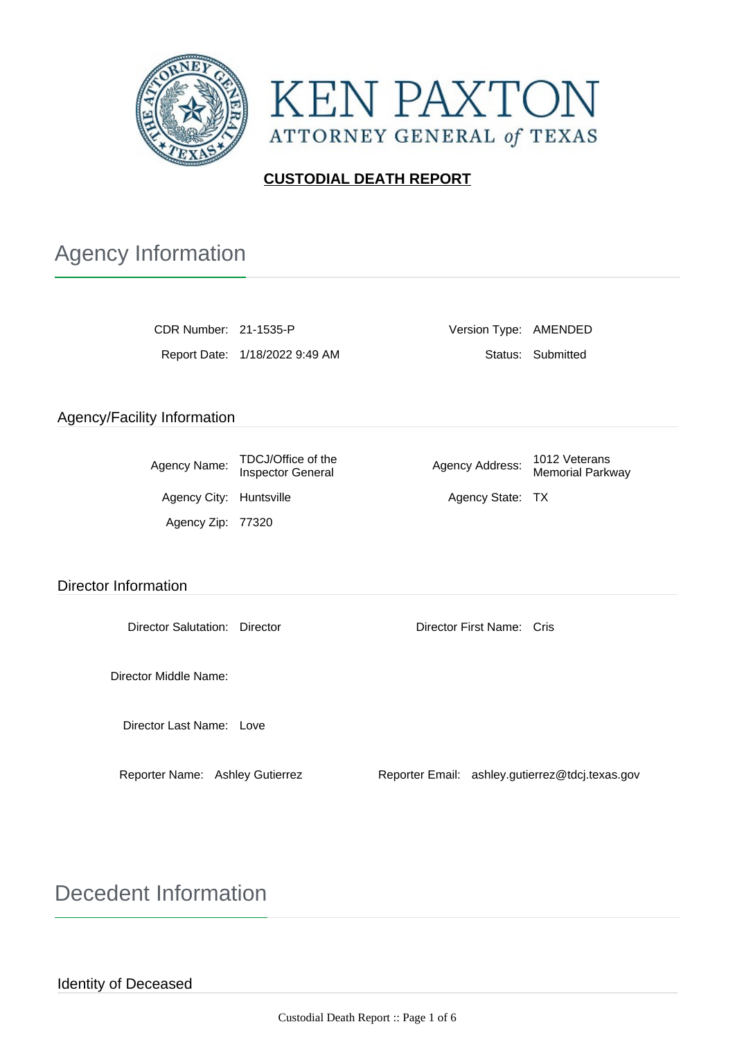KEN PAXTON
ATTORNEY GENERAL of TEXAS

**CUSTODIAL DEATH REPORT**

# Agency Information

CDR Number: 21-1535-P

Version Type: AMENDED

Report Date: 1/18/2022 9:49 AM

Status: Submitted

## Agency/Facility Information

Agency Name: TDCJ/Office of the Inspector General

Agency Address: 1012 Veterans Memorial Parkway

Agency City: Huntsville

Agency State: TX

Agency Zip: 77320

## Director Information

Director Salutation: Director

Director First Name: Cris

Director Middle Name:

Director Last Name: Love

Reporter Name: Ashley Gutierrez

Reporter Email: ashley.gutierrez@tdcj.texas.gov

# Decedent Information

## Identity of Deceased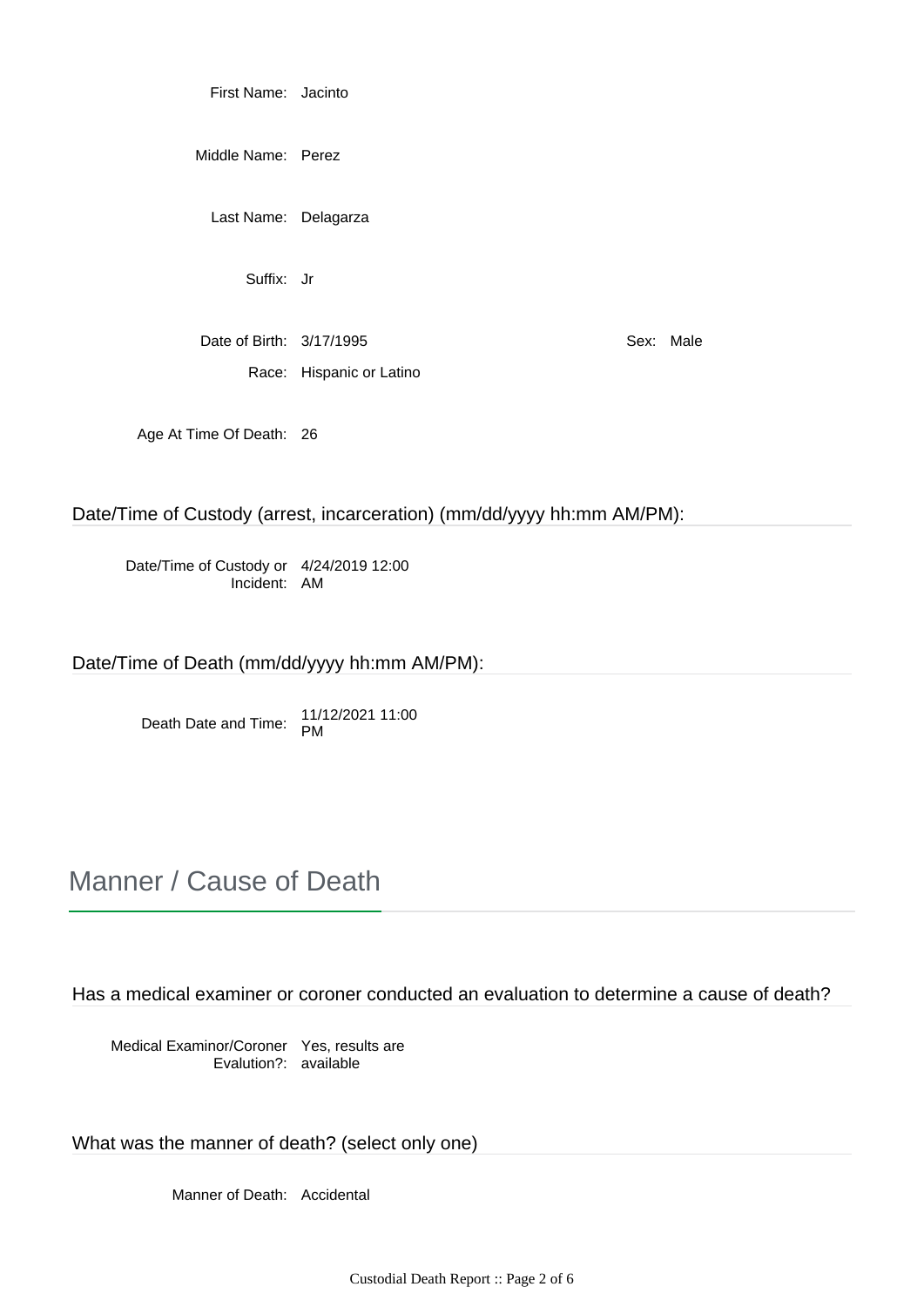First Name: Jacinto

Middle Name: Perez

Last Name: Delagarza

Suffix: Jr

Date of Birth: 3/17/1995

Sex: Male

Race: Hispanic or Latino

Age At Time Of Death: 26

### Date/Time of Custody (arrest, incarceration) (mm/dd/yyyy hh:mm AM/PM):

Date/Time of Custody or Incident: 4/24/2019 12:00 AM

### Date/Time of Death (mm/dd/yyyy hh:mm AM/PM):

Death Date and Time: 11/12/2021 11:00 PM

## Manner / Cause of Death

### Has a medical examiner or coroner conducted an evaluation to determine a cause of death?

Medical Examinor/Coroner Evalution?: Yes, results are available

### What was the manner of death? (select only one)

Manner of Death: Accidental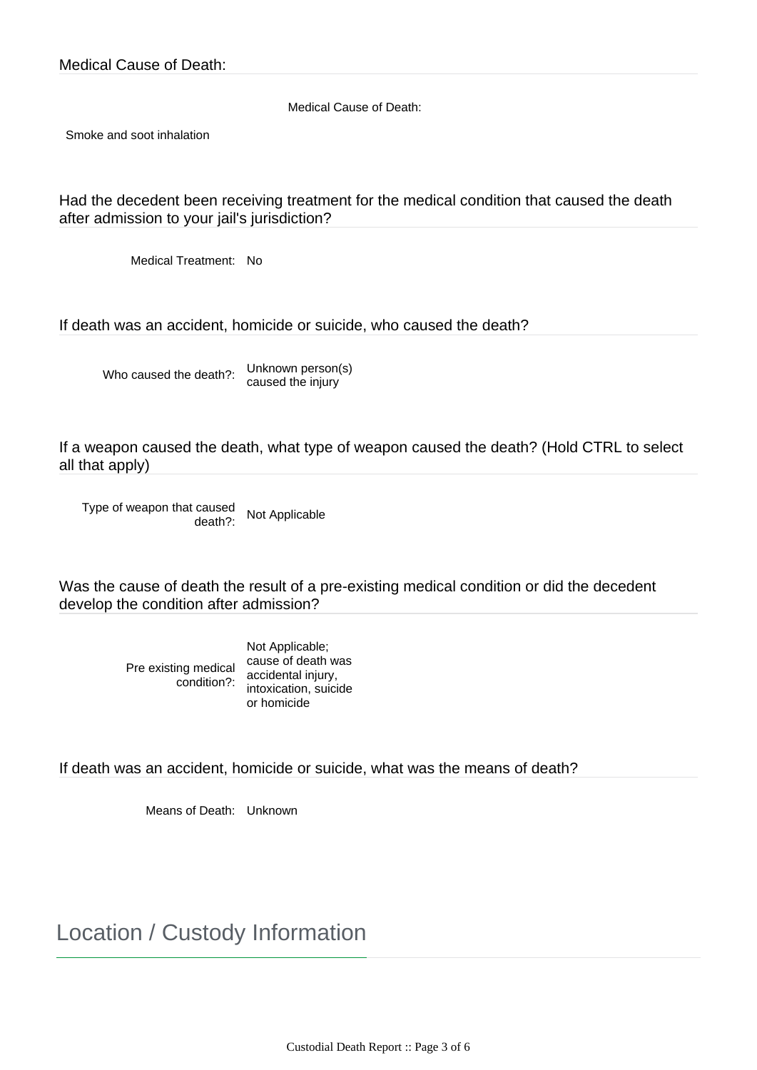### Medical Cause of Death:

Medical Cause of Death:

Smoke and soot inhalation

### Had the decedent been receiving treatment for the medical condition that caused the death after admission to your jail's jurisdiction?

Medical Treatment: No

### If death was an accident, homicide or suicide, who caused the death?

Who caused the death?: Unknown person(s) caused the injury

### If a weapon caused the death, what type of weapon caused the death? (Hold CTRL to select all that apply)

Type of weapon that caused death?: Not Applicable

### Was the cause of death the result of a pre-existing medical condition or did the decedent develop the condition after admission?

Pre existing medical condition?: Not Applicable; cause of death was accidental injury, intoxication, suicide or homicide

### If death was an accident, homicide or suicide, what was the means of death?

Means of Death: Unknown

## Location / Custody Information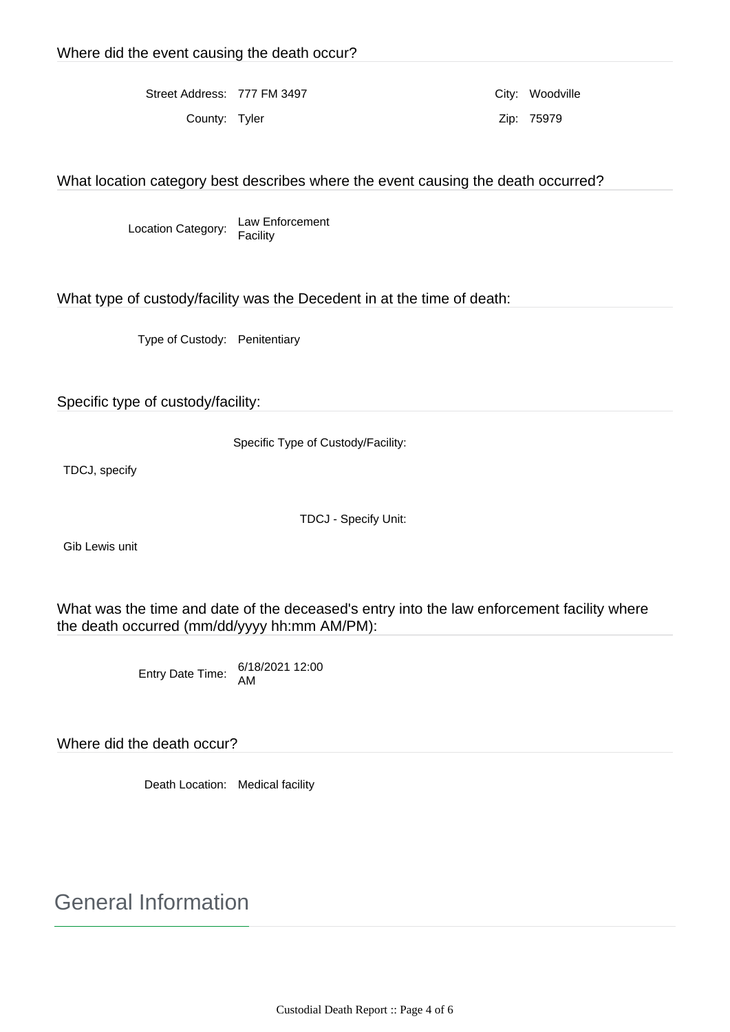### Where did the event causing the death occur?

Street Address: 777 FM 3497

City: Woodville

County: Tyler

Zip: 75979

### What location category best describes where the event causing the death occurred?

Location Category: Law Enforcement Facility

### What type of custody/facility was the Decedent in at the time of death:

Type of Custody: Penitentiary

### Specific type of custody/facility:

Specific Type of Custody/Facility:

TDCJ, specify

TDCJ - Specify Unit:

Gib Lewis unit

### What was the time and date of the deceased's entry into the law enforcement facility where the death occurred (mm/dd/yyyy hh:mm AM/PM):

Entry Date Time: 6/18/2021 12:00 AM

### Where did the death occur?

Death Location: Medical facility

## General Information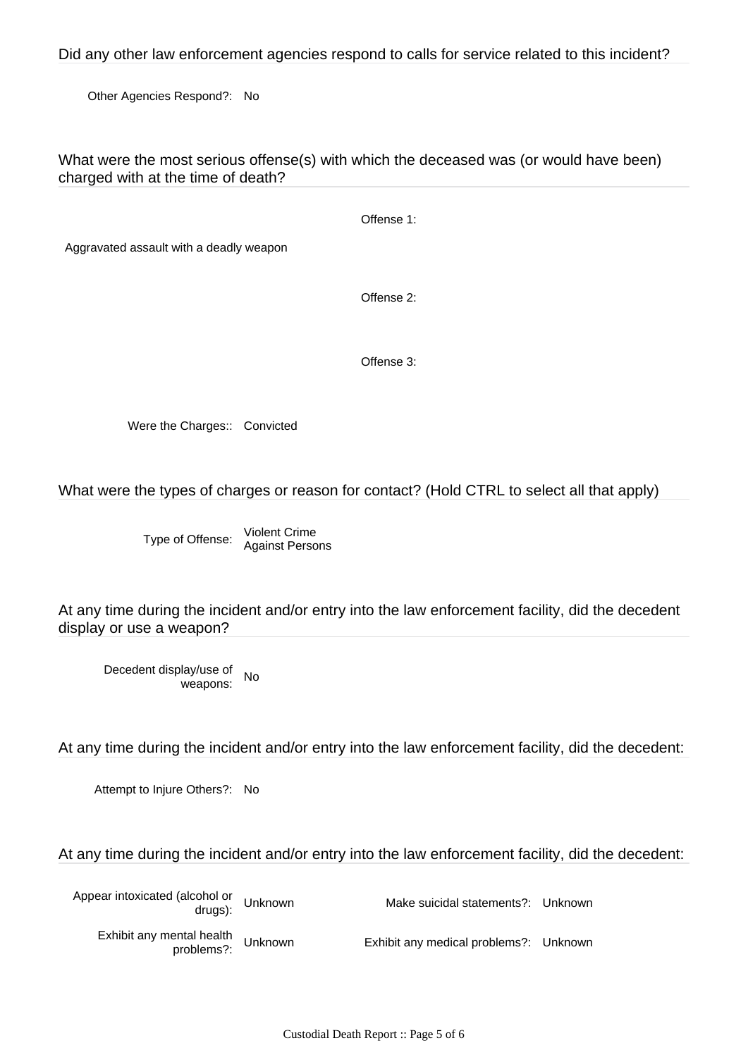## Did any other law enforcement agencies respond to calls for service related to this incident?

Other Agencies Respond?: No

## What were the most serious offense(s) with which the deceased was (or would have been) charged with at the time of death?

Offense 1:

Aggravated assault with a deadly weapon

Offense 2:

Offense 3:

Were the Charges:: Convicted

## What were the types of charges or reason for contact? (Hold CTRL to select all that apply)

Type of Offense: Violent Crime Against Persons

## At any time during the incident and/or entry into the law enforcement facility, did the decedent display or use a weapon?

Decedent display/use of weapons: No

## At any time during the incident and/or entry into the law enforcement facility, did the decedent:

Attempt to Injure Others?: No

## At any time during the incident and/or entry into the law enforcement facility, did the decedent:

| | | | |
|---|---|---|---|
| Appear intoxicated (alcohol or drugs): | Unknown | Make suicidal statements?: | Unknown |
| Exhibit any mental health problems?: | Unknown | Exhibit any medical problems?: | Unknown |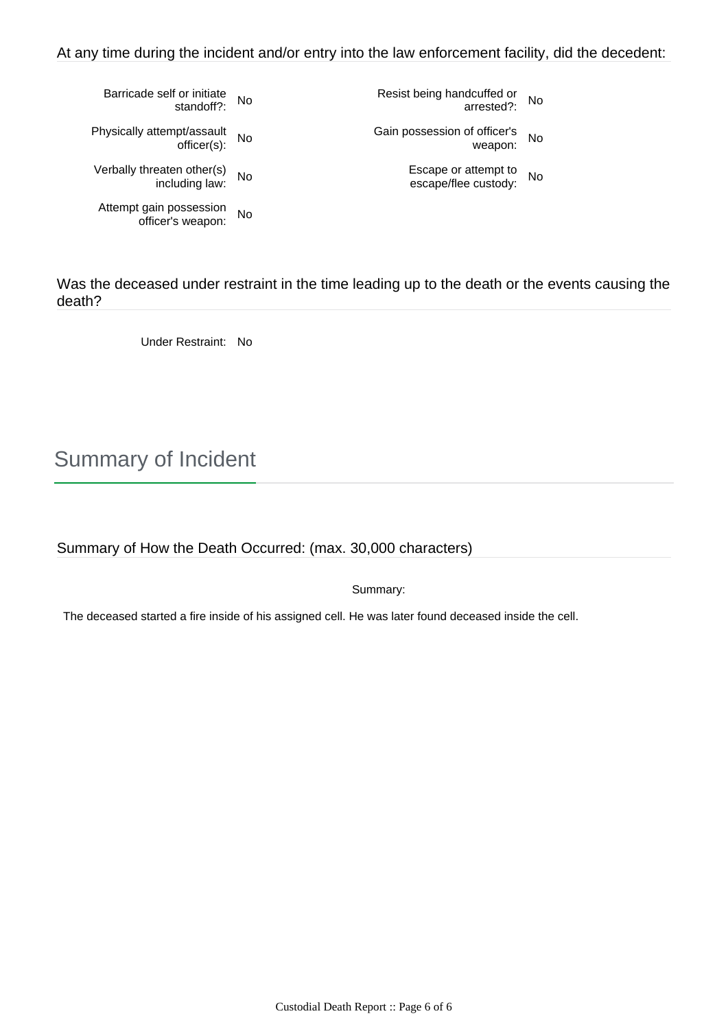At any time during the incident and/or entry into the law enforcement facility, did the decedent:

| | | | |
|---|---|---|---|
| Barricade self or initiate standoff?: | No | Resist being handcuffed or arrested?: | No |
| Physically attempt/assault officer(s): | No | Gain possession of officer's weapon: | No |
| Verbally threaten other(s) including law: | No | Escape or attempt to escape/flee custody: | No |
| Attempt gain possession officer's weapon: | No | | |

Was the deceased under restraint in the time leading up to the death or the events causing the death?

Under Restraint: No

## Summary of Incident

Summary of How the Death Occurred: (max. 30,000 characters)

Summary:

The deceased started a fire inside of his assigned cell. He was later found deceased inside the cell.